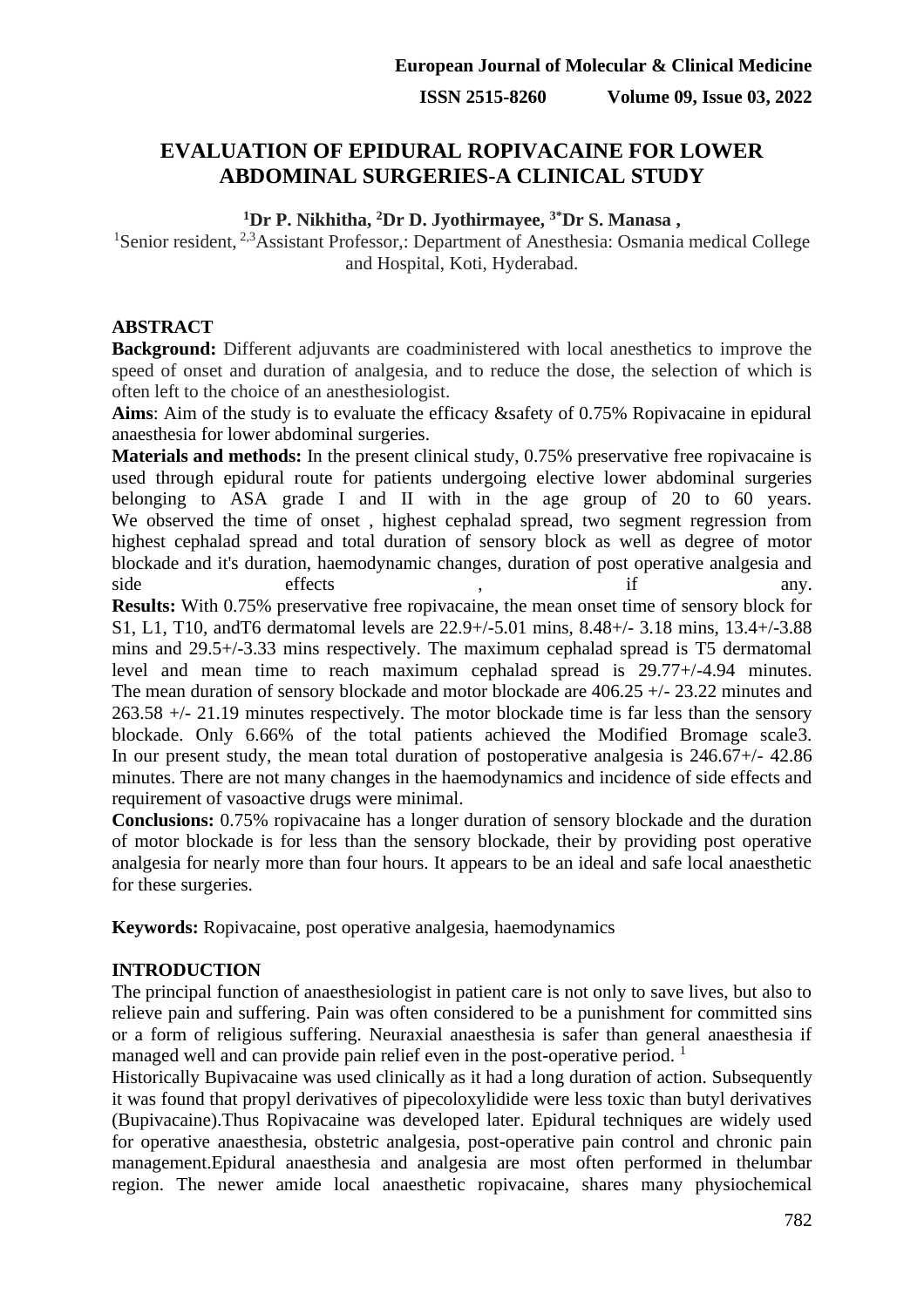# EVALUATION OF EPIDURAL ROPIVACAINE FOR LOWER ABDOMINAL SURGERIES-A CLINICAL STUDY

**[1]Dr P. Nikhitha, [2]Dr D. Jyothirmayee, [3*]Dr S. Manasa ,**

[1]Senior resident, [2,3]Assistant Professor,: Department of Anesthesia: Osmania medical College and Hospital, Koti, Hyderabad.

## ABSTRACT

**Background:** Different adjuvants are coadministered with local anesthetics to improve the speed of onset and duration of analgesia, and to reduce the dose, the selection of which is often left to the choice of an anesthesiologist.

**Aims**: Aim of the study is to evaluate the efficacy &safety of 0.75% Ropivacaine in epidural anaesthesia for lower abdominal surgeries.

**Materials and methods:** In the present clinical study, 0.75% preservative free ropivacaine is used through epidural route for patients undergoing elective lower abdominal surgeries belonging to ASA grade I and II with in the age group of 20 to 60 years. We observed the time of onset , highest cephalad spread, two segment regression from highest cephalad spread and total duration of sensory block as well as degree of motor blockade and it's duration, haemodynamic changes, duration of post operative analgesia and side effects , if any.

**Results:** With 0.75% preservative free ropivacaine, the mean onset time of sensory block for S1, L1, T10, andT6 dermatomal levels are 22.9+/-5.01 mins, 8.48+/- 3.18 mins, 13.4+/-3.88 mins and 29.5+/-3.33 mins respectively. The maximum cephalad spread is T5 dermatomal level and mean time to reach maximum cephalad spread is 29.77+/-4.94 minutes. The mean duration of sensory blockade and motor blockade are 406.25 +/- 23.22 minutes and 263.58 +/- 21.19 minutes respectively. The motor blockade time is far less than the sensory blockade. Only 6.66% of the total patients achieved the Modified Bromage scale3. In our present study, the mean total duration of postoperative analgesia is 246.67+/- 42.86 minutes. There are not many changes in the haemodynamics and incidence of side effects and requirement of vasoactive drugs were minimal.

**Conclusions:** 0.75% ropivacaine has a longer duration of sensory blockade and the duration of motor blockade is for less than the sensory blockade, their by providing post operative analgesia for nearly more than four hours. It appears to be an ideal and safe local anaesthetic for these surgeries.

**Keywords:** Ropivacaine, post operative analgesia, haemodynamics

## INTRODUCTION

The principal function of anaesthesiologist in patient care is not only to save lives, but also to relieve pain and suffering. Pain was often considered to be a punishment for committed sins or a form of religious suffering. Neuraxial anaesthesia is safer than general anaesthesia if managed well and can provide pain relief even in the post-operative period. [1]

Historically Bupivacaine was used clinically as it had a long duration of action. Subsequently it was found that propyl derivatives of pipecoloxylidide were less toxic than butyl derivatives (Bupivacaine).Thus Ropivacaine was developed later. Epidural techniques are widely used for operative anaesthesia, obstetric analgesia, post-operative pain control and chronic pain management.Epidural anaesthesia and analgesia are most often performed in thelumbar region. The newer amide local anaesthetic ropivacaine, shares many physiochemical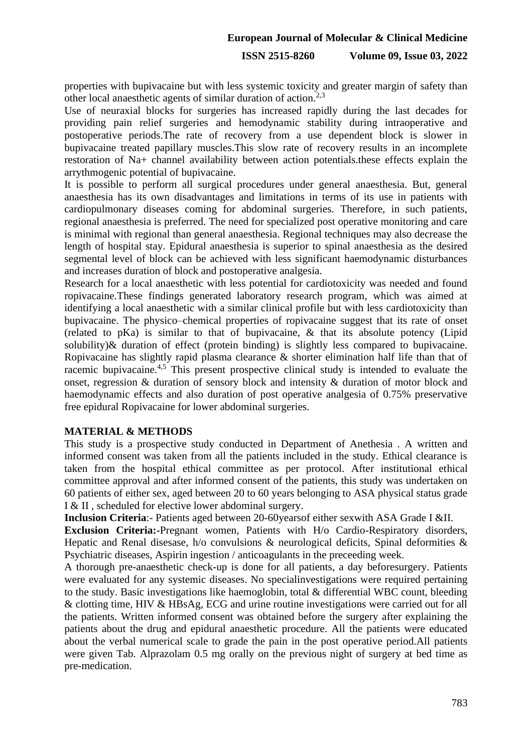properties with bupivacaine but with less systemic toxicity and greater margin of safety than other local anaesthetic agents of similar duration of action.[2,3]

Use of neuraxial blocks for surgeries has increased rapidly during the last decades for providing pain relief surgeries and hemodynamic stability during intraoperative and postoperative periods.The rate of recovery from a use dependent block is slower in bupivacaine treated papillary muscles.This slow rate of recovery results in an incomplete restoration of Na+ channel availability between action potentials.these effects explain the arrythmogenic potential of bupivacaine.

It is possible to perform all surgical procedures under general anaesthesia. But, general anaesthesia has its own disadvantages and limitations in terms of its use in patients with cardiopulmonary diseases coming for abdominal surgeries. Therefore, in such patients, regional anaesthesia is preferred. The need for specialized post operative monitoring and care is minimal with regional than general anaesthesia. Regional techniques may also decrease the length of hospital stay. Epidural anaesthesia is superior to spinal anaesthesia as the desired segmental level of block can be achieved with less significant haemodynamic disturbances and increases duration of block and postoperative analgesia.

Research for a local anaesthetic with less potential for cardiotoxicity was needed and found ropivacaine.These findings generated laboratory research program, which was aimed at identifying a local anaesthetic with a similar clinical profile but with less cardiotoxicity than bupivacaine. The physico–chemical properties of ropivacaine suggest that its rate of onset (related to pKa) is similar to that of bupivacaine, & that its absolute potency (Lipid solubility)& duration of effect (protein binding) is slightly less compared to bupivacaine. Ropivacaine has slightly rapid plasma clearance & shorter elimination half life than that of racemic bupivacaine.[4,5] This present prospective clinical study is intended to evaluate the onset, regression & duration of sensory block and intensity & duration of motor block and haemodynamic effects and also duration of post operative analgesia of 0.75% preservative free epidural Ropivacaine for lower abdominal surgeries.

## MATERIAL & METHODS

This study is a prospective study conducted in Department of Anethesia . A written and informed consent was taken from all the patients included in the study. Ethical clearance is taken from the hospital ethical committee as per protocol. After institutional ethical committee approval and after informed consent of the patients, this study was undertaken on 60 patients of either sex, aged between 20 to 60 years belonging to ASA physical status grade I & II , scheduled for elective lower abdominal surgery.

**Inclusion Criteria**:- Patients aged between 20-60yearsof either sexwith ASA Grade I &II.

**Exclusion Criteria:-**Pregnant women, Patients with H/o Cardio-Respiratory disorders, Hepatic and Renal disesase, h/o convulsions & neurological deficits, Spinal deformities & Psychiatric diseases, Aspirin ingestion / anticoagulants in the preceeding week.

A thorough pre-anaesthetic check-up is done for all patients, a day beforesurgery. Patients were evaluated for any systemic diseases. No specialinvestigations were required pertaining to the study. Basic investigations like haemoglobin, total & differential WBC count, bleeding & clotting time, HIV & HBsAg, ECG and urine routine investigations were carried out for all the patients. Written informed consent was obtained before the surgery after explaining the patients about the drug and epidural anaesthetic procedure. All the patients were educated about the verbal numerical scale to grade the pain in the post operative period.All patients were given Tab. Alprazolam 0.5 mg orally on the previous night of surgery at bed time as pre-medication.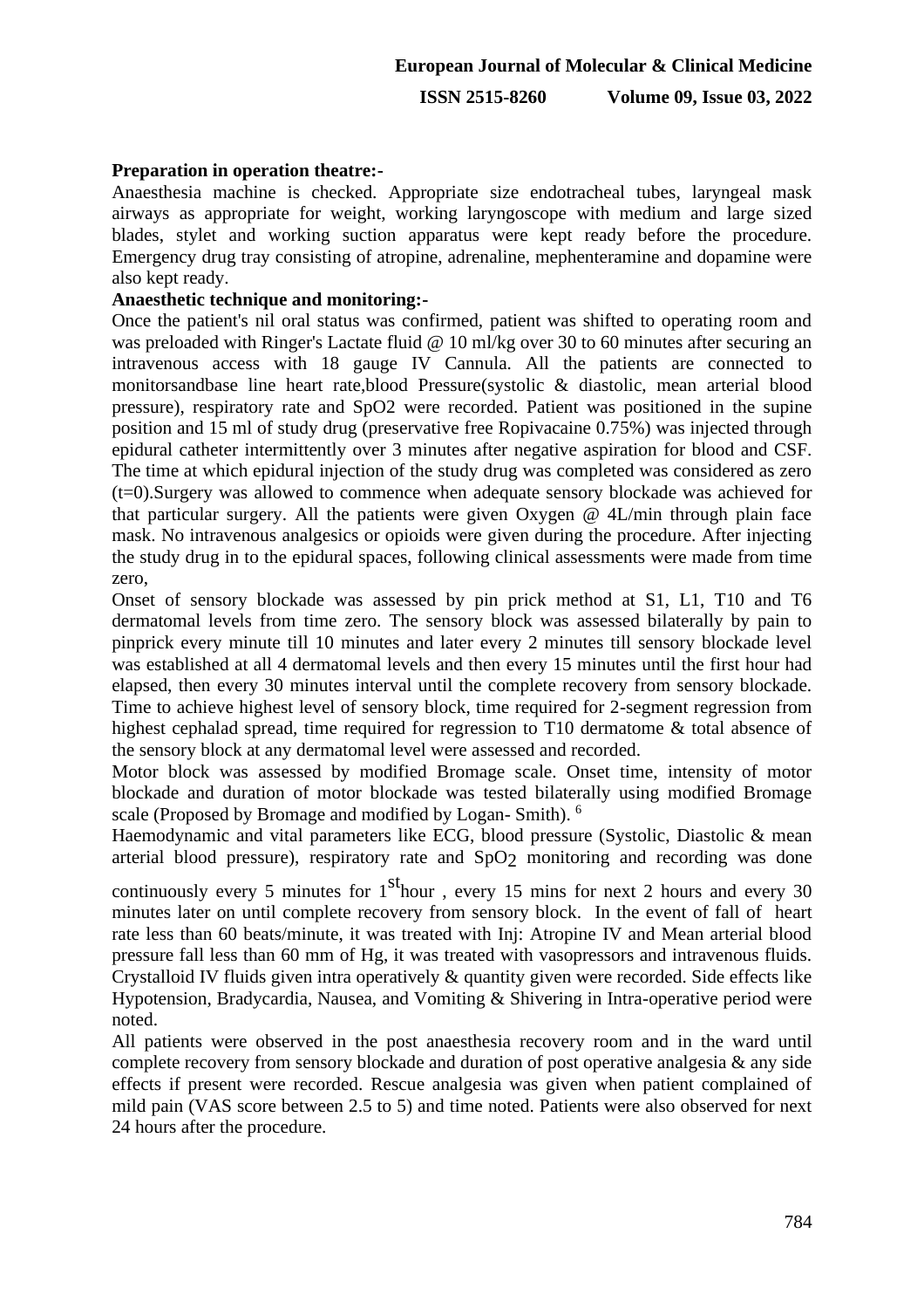**Preparation in operation theatre:-**

Anaesthesia machine is checked. Appropriate size endotracheal tubes, laryngeal mask airways as appropriate for weight, working laryngoscope with medium and large sized blades, stylet and working suction apparatus were kept ready before the procedure. Emergency drug tray consisting of atropine, adrenaline, mephenteramine and dopamine were also kept ready.

**Anaesthetic technique and monitoring:-**

Once the patient's nil oral status was confirmed, patient was shifted to operating room and was preloaded with Ringer's Lactate fluid @ 10 ml/kg over 30 to 60 minutes after securing an intravenous access with 18 gauge IV Cannula. All the patients are connected to monitorsandbase line heart rate,blood Pressure(systolic & diastolic, mean arterial blood pressure), respiratory rate and SpO2 were recorded. Patient was positioned in the supine position and 15 ml of study drug (preservative free Ropivacaine 0.75%) was injected through epidural catheter intermittently over 3 minutes after negative aspiration for blood and CSF. The time at which epidural injection of the study drug was completed was considered as zero (t=0).Surgery was allowed to commence when adequate sensory blockade was achieved for that particular surgery. All the patients were given Oxygen @ 4L/min through plain face mask. No intravenous analgesics or opioids were given during the procedure. After injecting the study drug in to the epidural spaces, following clinical assessments were made from time zero,

Onset of sensory blockade was assessed by pin prick method at S1, L1, T10 and T6 dermatomal levels from time zero. The sensory block was assessed bilaterally by pain to pinprick every minute till 10 minutes and later every 2 minutes till sensory blockade level was established at all 4 dermatomal levels and then every 15 minutes until the first hour had elapsed, then every 30 minutes interval until the complete recovery from sensory blockade. Time to achieve highest level of sensory block, time required for 2-segment regression from highest cephalad spread, time required for regression to T10 dermatome & total absence of the sensory block at any dermatomal level were assessed and recorded.

Motor block was assessed by modified Bromage scale. Onset time, intensity of motor blockade and duration of motor blockade was tested bilaterally using modified Bromage scale (Proposed by Bromage and modified by Logan- Smith). [6]

Haemodynamic and vital parameters like ECG, blood pressure (Systolic, Diastolic & mean arterial blood pressure), respiratory rate and $SpO_2$ monitoring and recording was done continuously every 5 minutes for 1$^{st}$hour , every 15 mins for next 2 hours and every 30 minutes later on until complete recovery from sensory block. In the event of fall of heart rate less than 60 beats/minute, it was treated with Inj: Atropine IV and Mean arterial blood pressure fall less than 60 mm of Hg, it was treated with vasopressors and intravenous fluids. Crystalloid IV fluids given intra operatively & quantity given were recorded. Side effects like Hypotension, Bradycardia, Nausea, and Vomiting & Shivering in Intra-operative period were noted.

All patients were observed in the post anaesthesia recovery room and in the ward until complete recovery from sensory blockade and duration of post operative analgesia & any side effects if present were recorded. Rescue analgesia was given when patient complained of mild pain (VAS score between 2.5 to 5) and time noted. Patients were also observed for next 24 hours after the procedure.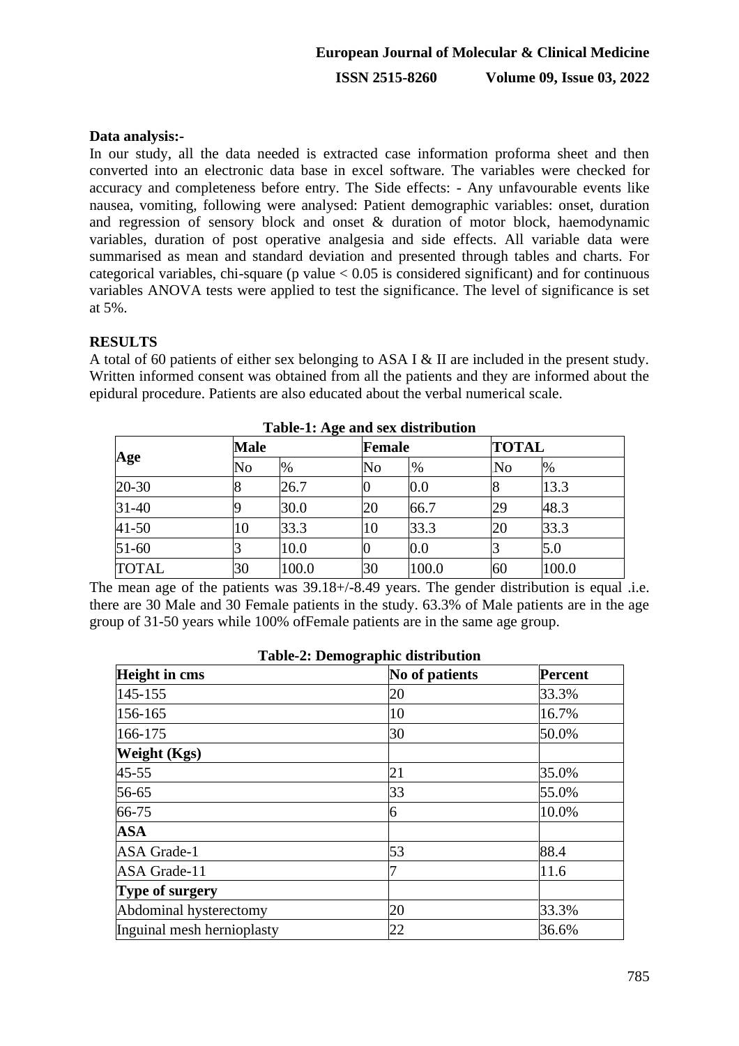**Data analysis:-**

In our study, all the data needed is extracted case information proforma sheet and then converted into an electronic data base in excel software. The variables were checked for accuracy and completeness before entry. The Side effects: - Any unfavourable events like nausea, vomiting, following were analysed: Patient demographic variables: onset, duration and regression of sensory block and onset & duration of motor block, haemodynamic variables, duration of post operative analgesia and side effects. All variable data were summarised as mean and standard deviation and presented through tables and charts. For categorical variables, chi-square (p value < 0.05 is considered significant) and for continuous variables ANOVA tests were applied to test the significance. The level of significance is set at 5%.

## RESULTS

A total of 60 patients of either sex belonging to ASA I & II are included in the present study. Written informed consent was obtained from all the patients and they are informed about the epidural procedure. Patients are also educated about the verbal numerical scale.

**Table-1: Age and sex distribution**

| Age | Male | | Female | | TOTAL | |
|---|---|---|---|---|---|---|
| | No | % | No | % | No | % |
| 20-30 | 8 | 26.7 | 0 | 0.0 | 8 | 13.3 |
| 31-40 | 9 | 30.0 | 20 | 66.7 | 29 | 48.3 |
| 41-50 | 10 | 33.3 | 10 | 33.3 | 20 | 33.3 |
| 51-60 | 3 | 10.0 | 0 | 0.0 | 3 | 5.0 |
| TOTAL | 30 | 100.0 | 30 | 100.0 | 60 | 100.0 |

The mean age of the patients was 39.18+/-8.49 years. The gender distribution is equal .i.e. there are 30 Male and 30 Female patients in the study. 63.3% of Male patients are in the age group of 31-50 years while 100% ofFemale patients are in the same age group.

**Table-2: Demographic distribution**

| Height in cms | No of patients | Percent |
|---|---|---|
| 145-155 | 20 | 33.3% |
| 156-165 | 10 | 16.7% |
| 166-175 | 30 | 50.0% |
| **Weight (Kgs)** | | |
| 45-55 | 21 | 35.0% |
| 56-65 | 33 | 55.0% |
| 66-75 | 6 | 10.0% |
| **ASA** | | |
| ASA Grade-1 | 53 | 88.4 |
| ASA Grade-11 | 7 | 11.6 |
| **Type of surgery** | | |
| Abdominal hysterectomy | 20 | 33.3% |
| Inguinal mesh hernioplasty | 22 | 36.6% |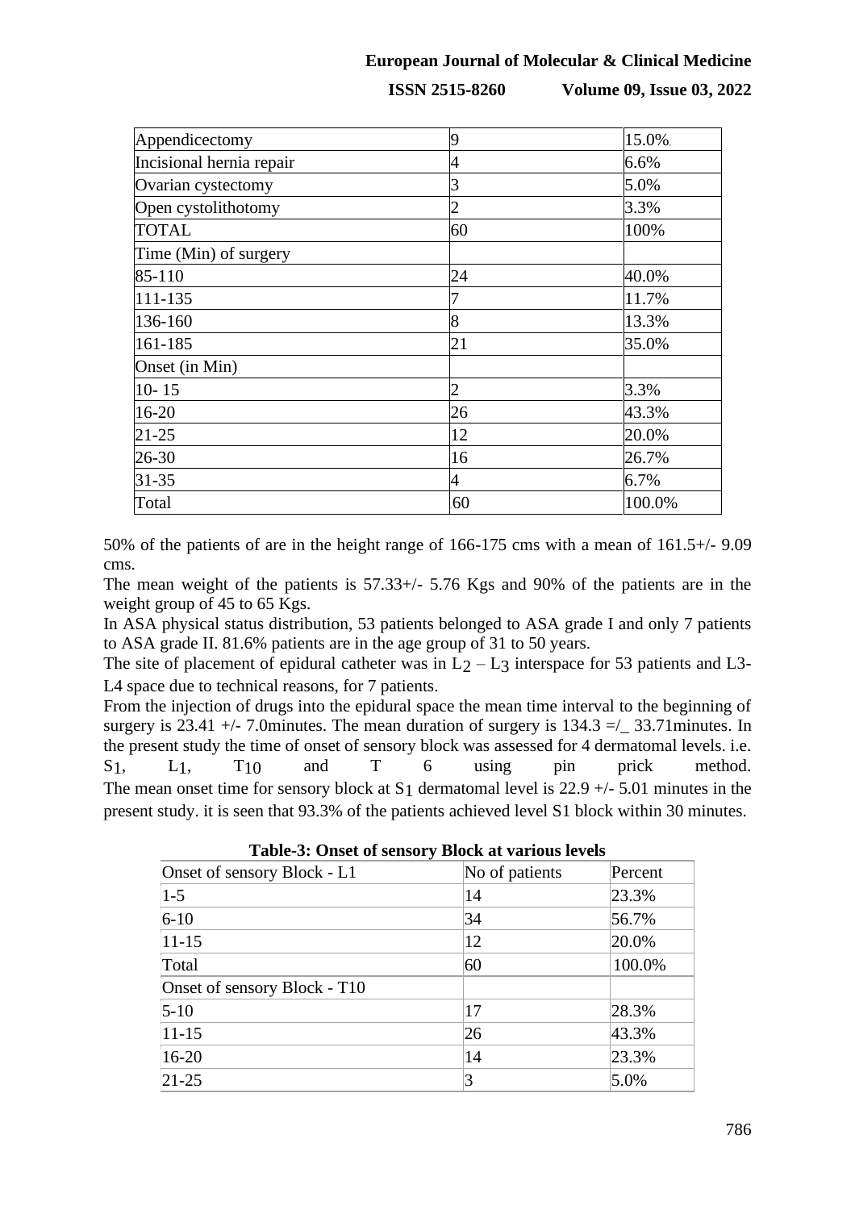| | | |
|---|---|---|
| Appendicectomy | 9 | 15.0% |
| Incisional hernia repair | 4 | 6.6% |
| Ovarian cystectomy | 3 | 5.0% |
| Open cystolithotomy | 2 | 3.3% |
| TOTAL | 60 | 100% |
| Time (Min) of surgery | | |
| 85-110 | 24 | 40.0% |
| 111-135 | 7 | 11.7% |
| 136-160 | 8 | 13.3% |
| 161-185 | 21 | 35.0% |
| Onset (in Min) | | |
| 10- 15 | 2 | 3.3% |
| 16-20 | 26 | 43.3% |
| 21-25 | 12 | 20.0% |
| 26-30 | 16 | 26.7% |
| 31-35 | 4 | 6.7% |
| Total | 60 | 100.0% |

50% of the patients of are in the height range of 166-175 cms with a mean of 161.5+/- 9.09 cms.

The mean weight of the patients is 57.33+/- 5.76 Kgs and 90% of the patients are in the weight group of 45 to 65 Kgs.

In ASA physical status distribution, 53 patients belonged to ASA grade I and only 7 patients to ASA grade II. 81.6% patients are in the age group of 31 to 50 years.

The site of placement of epidural catheter was in $L_2 – L_3$ interspace for 53 patients and L3-L4 space due to technical reasons, for 7 patients.

From the injection of drugs into the epidural space the mean time interval to the beginning of surgery is 23.41 +/- 7.0minutes. The mean duration of surgery is 134.3 =/_ 33.71minutes. In the present study the time of onset of sensory block was assessed for 4 dermatomal levels. i.e. $S_1$, $L_1$, $T_{10}$ and T 6 using pin prick method.

The mean onset time for sensory block at $S_1$ dermatomal level is 22.9 +/- 5.01 minutes in the present study. it is seen that 93.3% of the patients achieved level S1 block within 30 minutes.

**Table-3: Onset of sensory Block at various levels**

| Onset of sensory Block - L1 | No of patients | Percent |
|---|---|---|
| 1-5 | 14 | 23.3% |
| 6-10 | 34 | 56.7% |
| 11-15 | 12 | 20.0% |
| Total | 60 | 100.0% |
| Onset of sensory Block - T10 | | |
| 5-10 | 17 | 28.3% |
| 11-15 | 26 | 43.3% |
| 16-20 | 14 | 23.3% |
| 21-25 | 3 | 5.0% |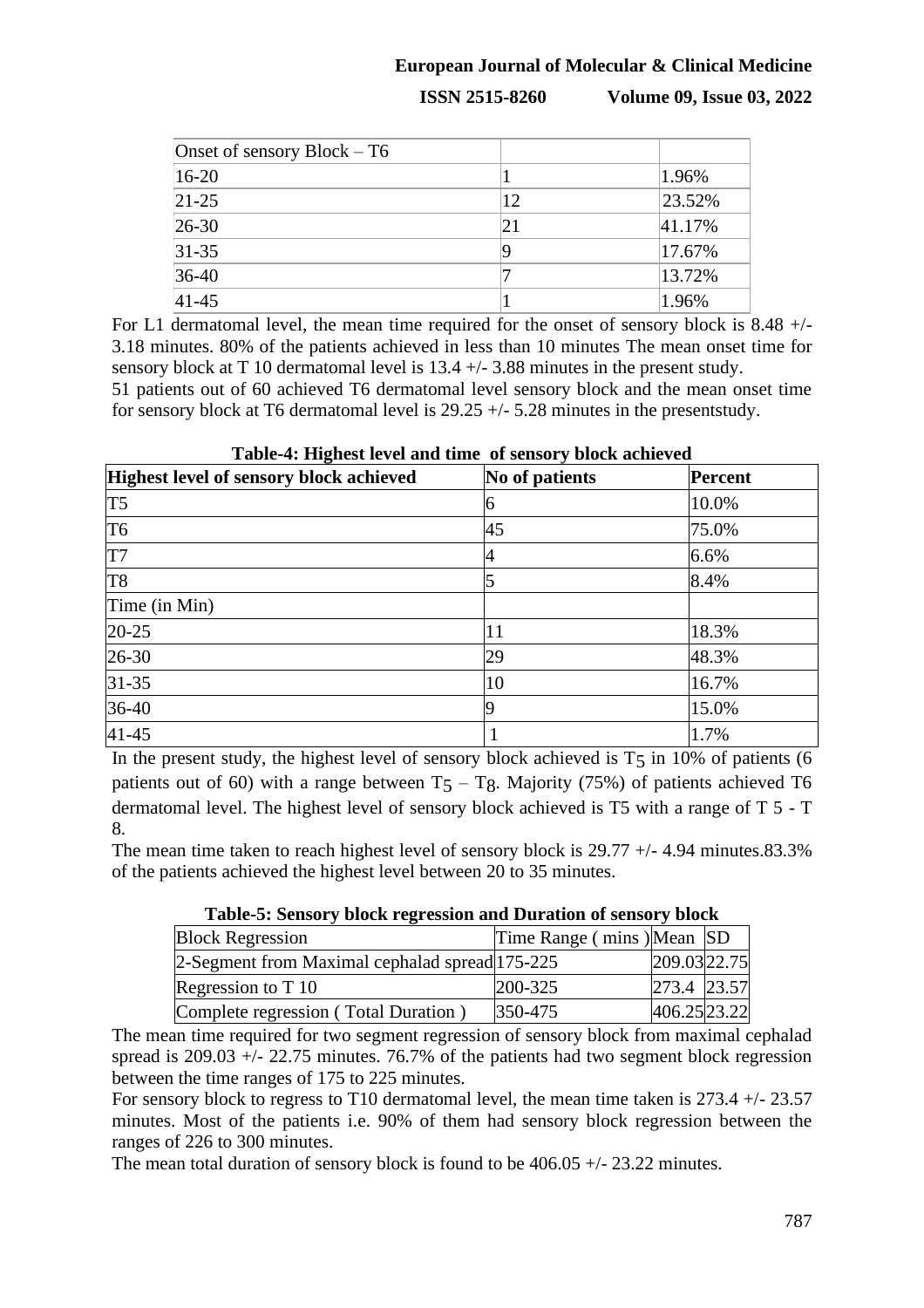| Onset of sensory Block – T6 | | |
|---|---|---|
| 16-20 | 1 | 1.96% |
| 21-25 | 12 | 23.52% |
| 26-30 | 21 | 41.17% |
| 31-35 | 9 | 17.67% |
| 36-40 | 7 | 13.72% |
| 41-45 | 1 | 1.96% |

For L1 dermatomal level, the mean time required for the onset of sensory block is 8.48 +/- 3.18 minutes. 80% of the patients achieved in less than 10 minutes The mean onset time for sensory block at T 10 dermatomal level is 13.4 +/- 3.88 minutes in the present study.
51 patients out of 60 achieved T6 dermatomal level sensory block and the mean onset time for sensory block at T6 dermatomal level is 29.25 +/- 5.28 minutes in the presentstudy.

**Table-4: Highest level and time of sensory block achieved**

| Highest level of sensory block achieved | No of patients | Percent |
|---|---|---|
| T5 | 6 | 10.0% |
| T6 | 45 | 75.0% |
| T7 | 4 | 6.6% |
| T8 | 5 | 8.4% |
| Time (in Min) | | |
| 20-25 | 11 | 18.3% |
| 26-30 | 29 | 48.3% |
| 31-35 | 10 | 16.7% |
| 36-40 | 9 | 15.0% |
| 41-45 | 1 | 1.7% |

In the present study, the highest level of sensory block achieved is $T_5$ in 10% of patients (6 patients out of 60) with a range between $T_5$ – $T_8$. Majority (75%) of patients achieved T6 dermatomal level. The highest level of sensory block achieved is T5 with a range of T 5 - T 8.

The mean time taken to reach highest level of sensory block is 29.77 +/- 4.94 minutes.83.3% of the patients achieved the highest level between 20 to 35 minutes.

**Table-5: Sensory block regression and Duration of sensory block**

| Block Regression | Time Range ( mins ) | Mean | SD |
|---|---|---|---|
| 2-Segment from Maximal cephalad spread | 175-225 | 209.03 | 22.75 |
| Regression to T 10 | 200-325 | 273.4 | 23.57 |
| Complete regression ( Total Duration ) | 350-475 | 406.25 | 23.22 |

The mean time required for two segment regression of sensory block from maximal cephalad spread is 209.03 +/- 22.75 minutes. 76.7% of the patients had two segment block regression between the time ranges of 175 to 225 minutes.

For sensory block to regress to T10 dermatomal level, the mean time taken is 273.4 +/- 23.57 minutes. Most of the patients i.e. 90% of them had sensory block regression between the ranges of 226 to 300 minutes.

The mean total duration of sensory block is found to be 406.05 +/- 23.22 minutes.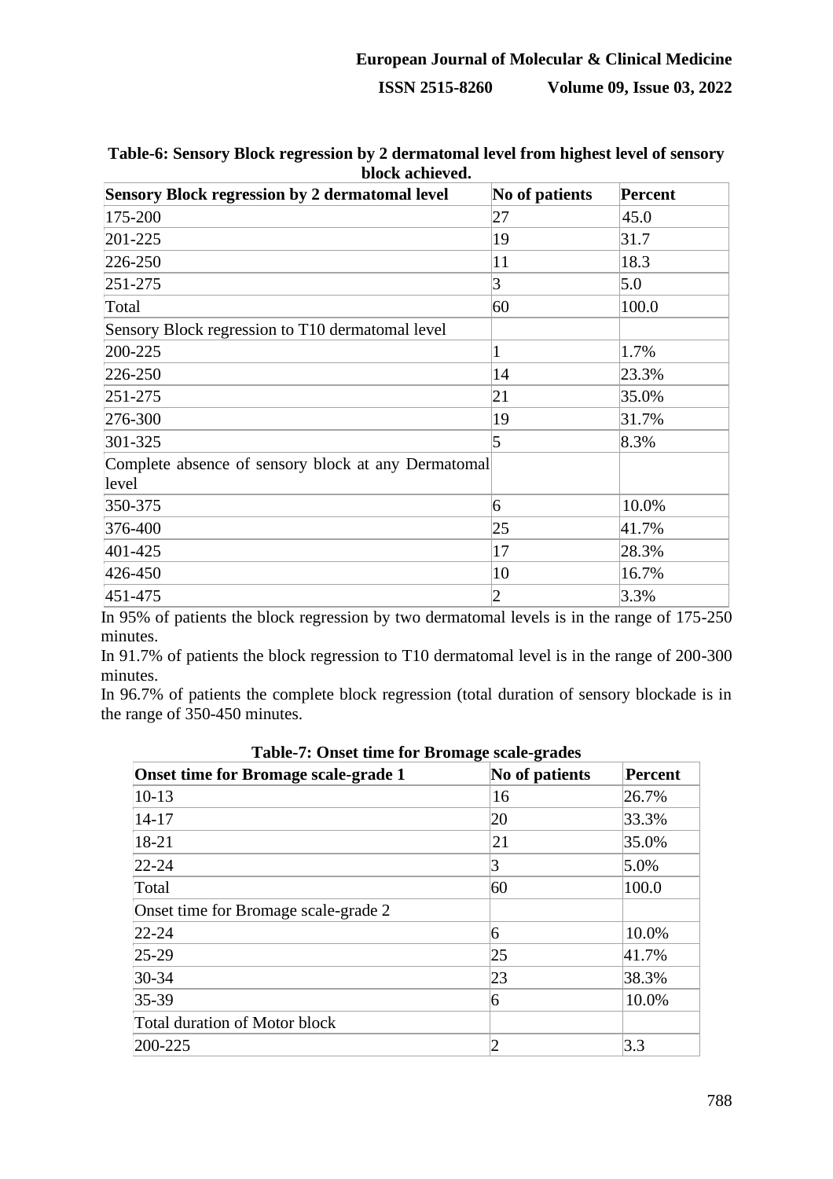**Table-6: Sensory Block regression by 2 dermatomal level from highest level of sensory block achieved.**

| Sensory Block regression by 2 dermatomal level | No of patients | Percent |
|---|---|---|
| 175-200 | 27 | 45.0 |
| 201-225 | 19 | 31.7 |
| 226-250 | 11 | 18.3 |
| 251-275 | 3 | 5.0 |
| Total | 60 | 100.0 |
| Sensory Block regression to T10 dermatomal level | | |
| 200-225 | 1 | 1.7% |
| 226-250 | 14 | 23.3% |
| 251-275 | 21 | 35.0% |
| 276-300 | 19 | 31.7% |
| 301-325 | 5 | 8.3% |
| Complete absence of sensory block at any Dermatomal level | | |
| 350-375 | 6 | 10.0% |
| 376-400 | 25 | 41.7% |
| 401-425 | 17 | 28.3% |
| 426-450 | 10 | 16.7% |
| 451-475 | 2 | 3.3% |

In 95% of patients the block regression by two dermatomal levels is in the range of 175-250 minutes.

In 91.7% of patients the block regression to T10 dermatomal level is in the range of 200-300 minutes.

In 96.7% of patients the complete block regression (total duration of sensory blockade is in the range of 350-450 minutes.

**Table-7: Onset time for Bromage scale-grades**

| Onset time for Bromage scale-grade 1 | No of patients | Percent |
|---|---|---|
| 10-13 | 16 | 26.7% |
| 14-17 | 20 | 33.3% |
| 18-21 | 21 | 35.0% |
| 22-24 | 3 | 5.0% |
| Total | 60 | 100.0 |
| Onset time for Bromage scale-grade 2 | | |
| 22-24 | 6 | 10.0% |
| 25-29 | 25 | 41.7% |
| 30-34 | 23 | 38.3% |
| 35-39 | 6 | 10.0% |
| Total duration of Motor block | | |
| 200-225 | 2 | 3.3 |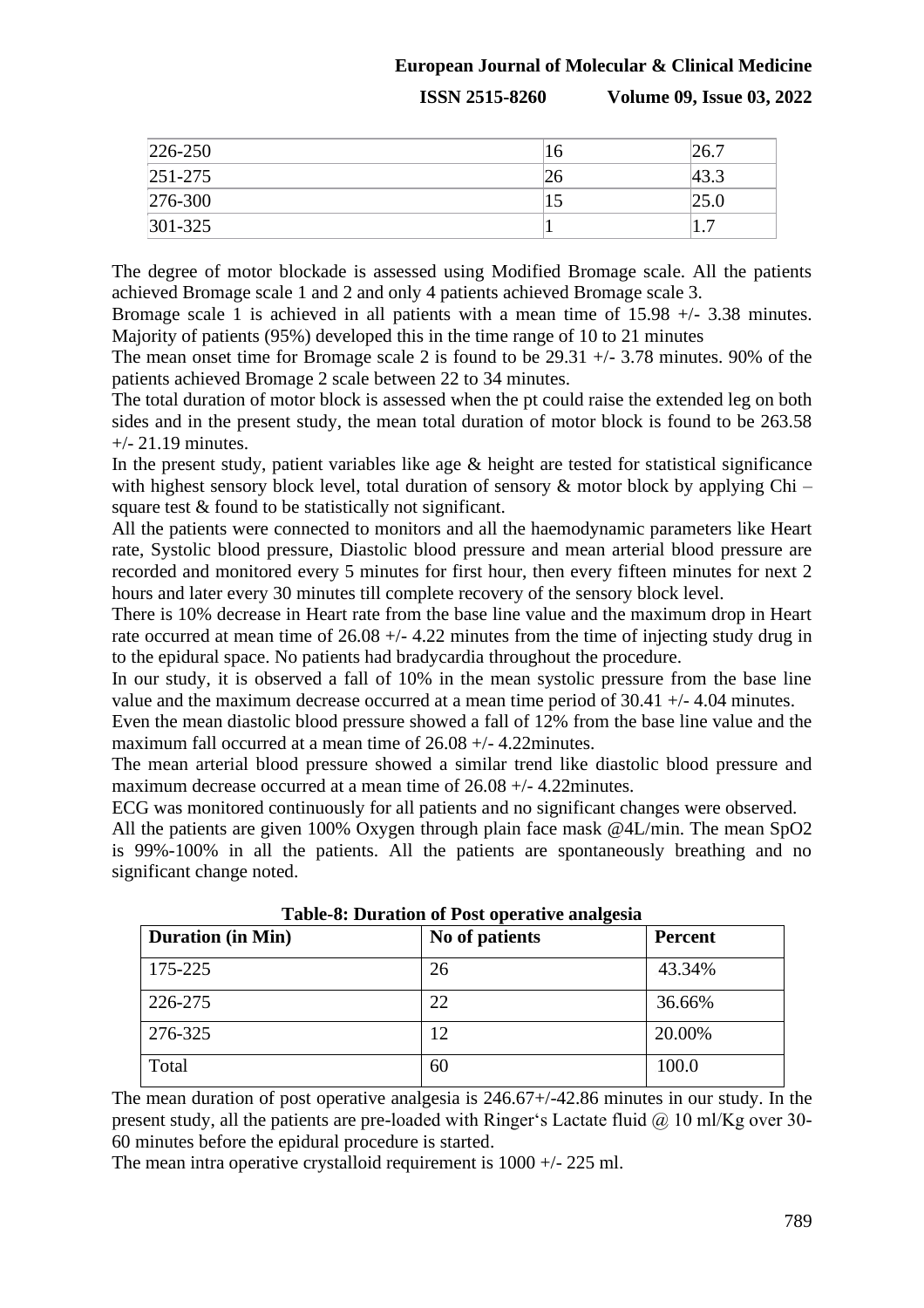| | | |
|---|---|---|
| 226-250 | 16 | 26.7 |
| 251-275 | 26 | 43.3 |
| 276-300 | 15 | 25.0 |
| 301-325 | 1 | 1.7 |

The degree of motor blockade is assessed using Modified Bromage scale. All the patients achieved Bromage scale 1 and 2 and only 4 patients achieved Bromage scale 3.

Bromage scale 1 is achieved in all patients with a mean time of 15.98 +/- 3.38 minutes. Majority of patients (95%) developed this in the time range of 10 to 21 minutes

The mean onset time for Bromage scale 2 is found to be 29.31 +/- 3.78 minutes. 90% of the patients achieved Bromage 2 scale between 22 to 34 minutes.

The total duration of motor block is assessed when the pt could raise the extended leg on both sides and in the present study, the mean total duration of motor block is found to be 263.58 +/- 21.19 minutes.

In the present study, patient variables like age & height are tested for statistical significance with highest sensory block level, total duration of sensory & motor block by applying Chi – square test & found to be statistically not significant.

All the patients were connected to monitors and all the haemodynamic parameters like Heart rate, Systolic blood pressure, Diastolic blood pressure and mean arterial blood pressure are recorded and monitored every 5 minutes for first hour, then every fifteen minutes for next 2 hours and later every 30 minutes till complete recovery of the sensory block level.

There is 10% decrease in Heart rate from the base line value and the maximum drop in Heart rate occurred at mean time of 26.08 +/- 4.22 minutes from the time of injecting study drug in to the epidural space. No patients had bradycardia throughout the procedure.

In our study, it is observed a fall of 10% in the mean systolic pressure from the base line value and the maximum decrease occurred at a mean time period of 30.41 +/- 4.04 minutes.

Even the mean diastolic blood pressure showed a fall of 12% from the base line value and the maximum fall occurred at a mean time of 26.08 +/- 4.22minutes.

The mean arterial blood pressure showed a similar trend like diastolic blood pressure and maximum decrease occurred at a mean time of 26.08 +/- 4.22minutes.

ECG was monitored continuously for all patients and no significant changes were observed.

All the patients are given 100% Oxygen through plain face mask @4L/min. The mean SpO2 is 99%-100% in all the patients. All the patients are spontaneously breathing and no significant change noted.

**Table-8: Duration of Post operative analgesia**

| Duration (in Min) | No of patients | Percent |
|---|---|---|
| 175-225 | 26 | 43.34% |
| 226-275 | 22 | 36.66% |
| 276-325 | 12 | 20.00% |
| Total | 60 | 100.0 |

The mean duration of post operative analgesia is 246.67+/-42.86 minutes in our study. In the present study, all the patients are pre-loaded with Ringer's Lactate fluid @ 10 ml/Kg over 30-60 minutes before the epidural procedure is started.

The mean intra operative crystalloid requirement is 1000 +/- 225 ml.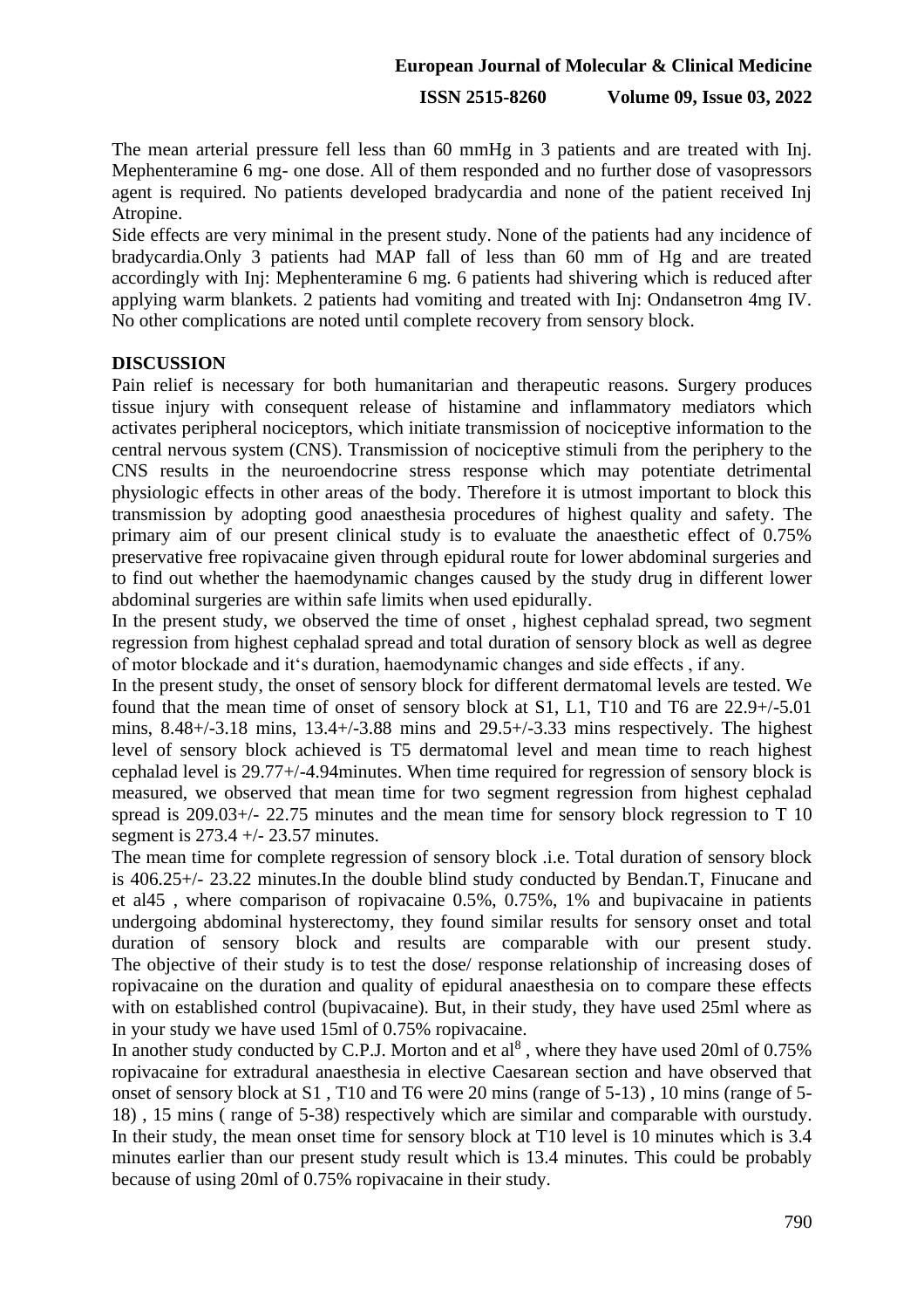The mean arterial pressure fell less than 60 mmHg in 3 patients and are treated with Inj. Mephenteramine 6 mg- one dose. All of them responded and no further dose of vasopressors agent is required. No patients developed bradycardia and none of the patient received Inj Atropine.

Side effects are very minimal in the present study. None of the patients had any incidence of bradycardia.Only 3 patients had MAP fall of less than 60 mm of Hg and are treated accordingly with Inj: Mephenteramine 6 mg. 6 patients had shivering which is reduced after applying warm blankets. 2 patients had vomiting and treated with Inj: Ondansetron 4mg IV. No other complications are noted until complete recovery from sensory block.

## DISCUSSION

Pain relief is necessary for both humanitarian and therapeutic reasons. Surgery produces tissue injury with consequent release of histamine and inflammatory mediators which activates peripheral nociceptors, which initiate transmission of nociceptive information to the central nervous system (CNS). Transmission of nociceptive stimuli from the periphery to the CNS results in the neuroendocrine stress response which may potentiate detrimental physiologic effects in other areas of the body. Therefore it is utmost important to block this transmission by adopting good anaesthesia procedures of highest quality and safety. The primary aim of our present clinical study is to evaluate the anaesthetic effect of 0.75% preservative free ropivacaine given through epidural route for lower abdominal surgeries and to find out whether the haemodynamic changes caused by the study drug in different lower abdominal surgeries are within safe limits when used epidurally.

In the present study, we observed the time of onset , highest cephalad spread, two segment regression from highest cephalad spread and total duration of sensory block as well as degree of motor blockade and it's duration, haemodynamic changes and side effects , if any.

In the present study, the onset of sensory block for different dermatomal levels are tested. We found that the mean time of onset of sensory block at S1, L1, T10 and T6 are 22.9+/-5.01 mins, 8.48+/-3.18 mins, 13.4+/-3.88 mins and 29.5+/-3.33 mins respectively. The highest level of sensory block achieved is T5 dermatomal level and mean time to reach highest cephalad level is 29.77+/-4.94minutes. When time required for regression of sensory block is measured, we observed that mean time for two segment regression from highest cephalad spread is 209.03+/- 22.75 minutes and the mean time for sensory block regression to T 10 segment is 273.4 +/- 23.57 minutes.

The mean time for complete regression of sensory block .i.e. Total duration of sensory block is 406.25+/- 23.22 minutes.In the double blind study conducted by Bendan.T, Finucane and et al45 , where comparison of ropivacaine 0.5%, 0.75%, 1% and bupivacaine in patients undergoing abdominal hysterectomy, they found similar results for sensory onset and total duration of sensory block and results are comparable with our present study. The objective of their study is to test the dose/ response relationship of increasing doses of ropivacaine on the duration and quality of epidural anaesthesia on to compare these effects with on established control (bupivacaine). But, in their study, they have used 25ml where as in your study we have used 15ml of 0.75% ropivacaine.

In another study conducted by C.P.J. Morton and et al[8] , where they have used 20ml of 0.75% ropivacaine for extradural anaesthesia in elective Caesarean section and have observed that onset of sensory block at S1 , T10 and T6 were 20 mins (range of 5-13) , 10 mins (range of 5-18) , 15 mins ( range of 5-38) respectively which are similar and comparable with ourstudy. In their study, the mean onset time for sensory block at T10 level is 10 minutes which is 3.4 minutes earlier than our present study result which is 13.4 minutes. This could be probably because of using 20ml of 0.75% ropivacaine in their study.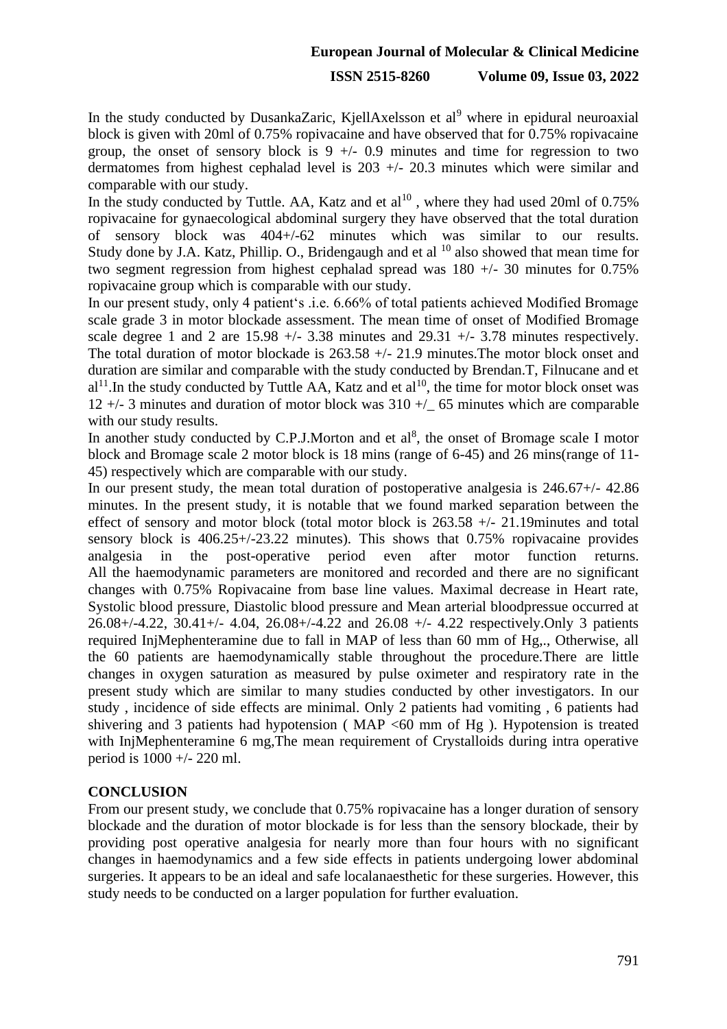In the study conducted by DusankaZaric, KjellAxelsson et al[9] where in epidural neuroaxial block is given with 20ml of 0.75% ropivacaine and have observed that for 0.75% ropivacaine group, the onset of sensory block is 9 +/- 0.9 minutes and time for regression to two dermatomes from highest cephalad level is 203 +/- 20.3 minutes which were similar and comparable with our study.

In the study conducted by Tuttle. AA, Katz and et al[10] , where they had used 20ml of 0.75% ropivacaine for gynaecological abdominal surgery they have observed that the total duration of sensory block was 404+/-62 minutes which was similar to our results. Study done by J.A. Katz, Phillip. O., Bridengaugh and et al [10] also showed that mean time for two segment regression from highest cephalad spread was 180 +/- 30 minutes for 0.75% ropivacaine group which is comparable with our study.

In our present study, only 4 patient's .i.e. 6.66% of total patients achieved Modified Bromage scale grade 3 in motor blockade assessment. The mean time of onset of Modified Bromage scale degree 1 and 2 are 15.98 +/- 3.38 minutes and 29.31 +/- 3.78 minutes respectively. The total duration of motor blockade is 263.58 +/- 21.9 minutes.The motor block onset and duration are similar and comparable with the study conducted by Brendan.T, Filnucane and et al[11].In the study conducted by Tuttle AA, Katz and et al[10], the time for motor block onset was 12 +/- 3 minutes and duration of motor block was 310 +/_ 65 minutes which are comparable with our study results.

In another study conducted by C.P.J.Morton and et al[8], the onset of Bromage scale I motor block and Bromage scale 2 motor block is 18 mins (range of 6-45) and 26 mins(range of 11-45) respectively which are comparable with our study.

In our present study, the mean total duration of postoperative analgesia is 246.67+/- 42.86 minutes. In the present study, it is notable that we found marked separation between the effect of sensory and motor block (total motor block is 263.58 +/- 21.19minutes and total sensory block is 406.25+/-23.22 minutes). This shows that 0.75% ropivacaine provides analgesia in the post-operative period even after motor function returns.

All the haemodynamic parameters are monitored and recorded and there are no significant changes with 0.75% Ropivacaine from base line values. Maximal decrease in Heart rate, Systolic blood pressure, Diastolic blood pressure and Mean arterial bloodpressue occurred at 26.08+/-4.22, 30.41+/- 4.04, 26.08+/-4.22 and 26.08 +/- 4.22 respectively.Only 3 patients required InjMephenteramine due to fall in MAP of less than 60 mm of Hg,., Otherwise, all the 60 patients are haemodynamically stable throughout the procedure.There are little changes in oxygen saturation as measured by pulse oximeter and respiratory rate in the present study which are similar to many studies conducted by other investigators. In our study , incidence of side effects are minimal. Only 2 patients had vomiting , 6 patients had shivering and 3 patients had hypotension ( MAP <60 mm of Hg ). Hypotension is treated with InjMephenteramine 6 mg,The mean requirement of Crystalloids during intra operative period is 1000 +/- 220 ml.

## CONCLUSION

From our present study, we conclude that 0.75% ropivacaine has a longer duration of sensory blockade and the duration of motor blockade is for less than the sensory blockade, their by providing post operative analgesia for nearly more than four hours with no significant changes in haemodynamics and a few side effects in patients undergoing lower abdominal surgeries. It appears to be an ideal and safe localanaesthetic for these surgeries. However, this study needs to be conducted on a larger population for further evaluation.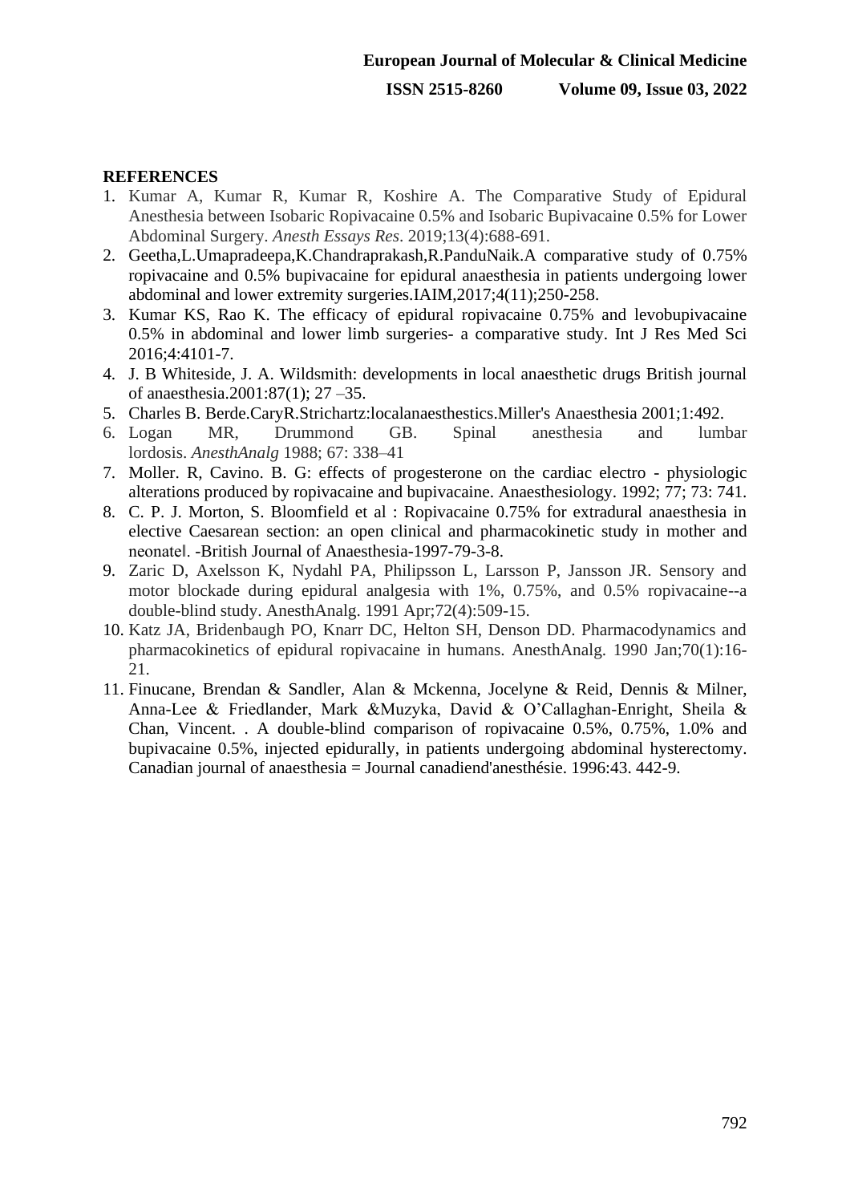**REFERENCES**

1. Kumar A, Kumar R, Kumar R, Koshire A. The Comparative Study of Epidural Anesthesia between Isobaric Ropivacaine 0.5% and Isobaric Bupivacaine 0.5% for Lower Abdominal Surgery. *Anesth Essays Res*. 2019;13(4):688-691.
2. Geetha,L.Umapradeepa,K.Chandraprakash,R.PanduNaik.A comparative study of 0.75% ropivacaine and 0.5% bupivacaine for epidural anaesthesia in patients undergoing lower abdominal and lower extremity surgeries.IAIM,2017;4(11);250-258.
3. Kumar KS, Rao K. The efficacy of epidural ropivacaine 0.75% and levobupivacaine 0.5% in abdominal and lower limb surgeries- a comparative study. Int J Res Med Sci 2016;4:4101-7.
4. J. B Whiteside, J. A. Wildsmith: developments in local anaesthetic drugs British journal of anaesthesia.2001:87(1); 27 –35.
5. Charles B. Berde.CaryR.Strichartz:localanaesthestics.Miller's Anaesthesia 2001;1:492.
6. Logan MR, Drummond GB. Spinal anesthesia and lumbar lordosis. *AnesthAnalg* 1988; 67: 338–41
7. Moller. R, Cavino. B. G: effects of progesterone on the cardiac electro - physiologic alterations produced by ropivacaine and bupivacaine. Anaesthesiology. 1992; 77; 73: 741.
8. C. P. J. Morton, S. Bloomfield et al : Ropivacaine 0.75% for extradural anaesthesia in elective Caesarean section: an open clinical and pharmacokinetic study in mother and neonate‖. -British Journal of Anaesthesia-1997-79-3-8.
9. Zaric D, Axelsson K, Nydahl PA, Philipsson L, Larsson P, Jansson JR. Sensory and motor blockade during epidural analgesia with 1%, 0.75%, and 0.5% ropivacaine--a double-blind study. AnesthAnalg. 1991 Apr;72(4):509-15.
10. Katz JA, Bridenbaugh PO, Knarr DC, Helton SH, Denson DD. Pharmacodynamics and pharmacokinetics of epidural ropivacaine in humans. AnesthAnalg. 1990 Jan;70(1):16-21.
11. Finucane, Brendan & Sandler, Alan & Mckenna, Jocelyne & Reid, Dennis & Milner, Anna-Lee & Friedlander, Mark &Muzyka, David & O'Callaghan-Enright, Sheila & Chan, Vincent. . A double-blind comparison of ropivacaine 0.5%, 0.75%, 1.0% and bupivacaine 0.5%, injected epidurally, in patients undergoing abdominal hysterectomy. Canadian journal of anaesthesia = Journal canadiend'anesthésie. 1996:43. 442-9.